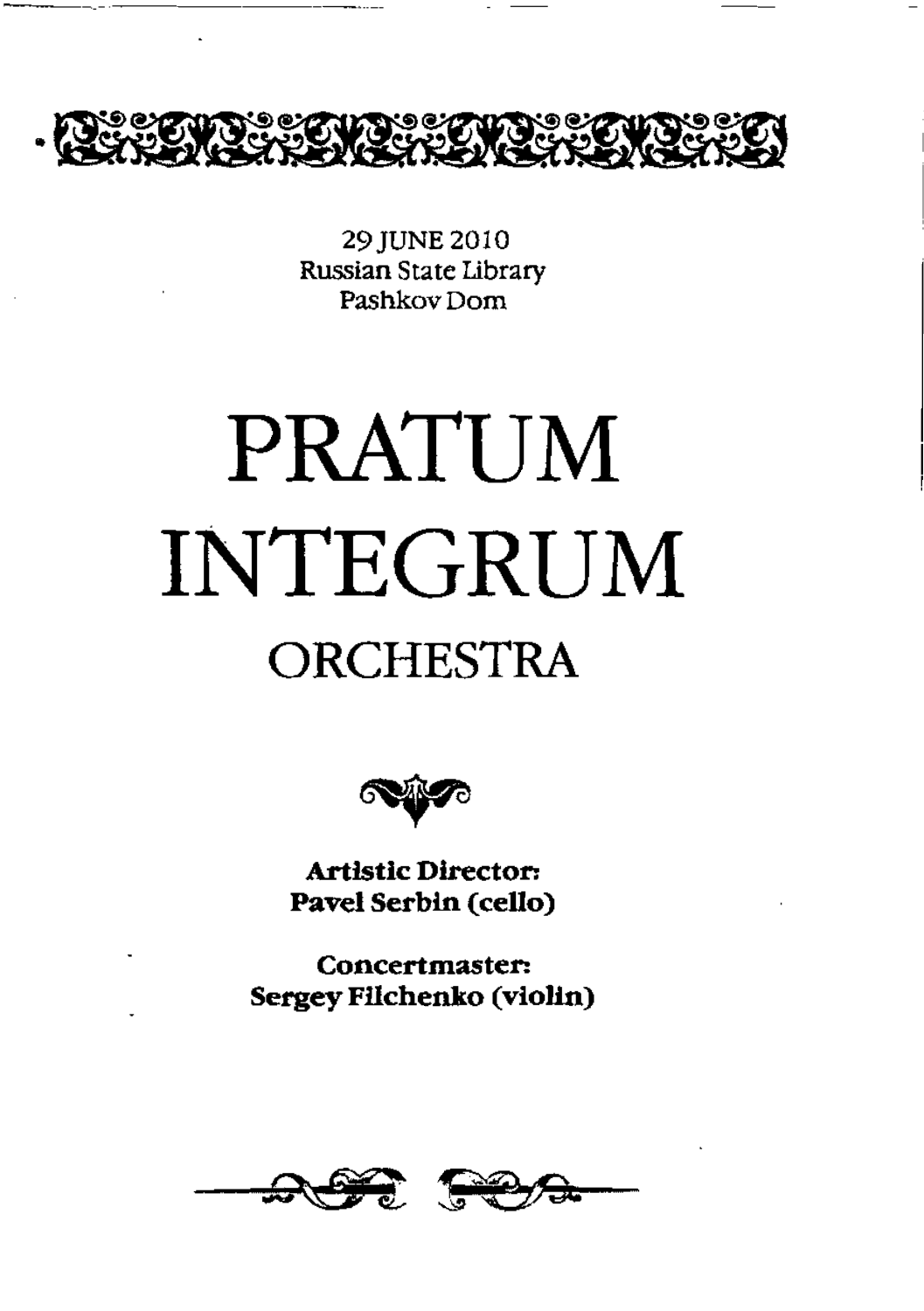29 JUNE 2010
Russian State Library
Pashkov Dom

# PRATUM INTEGRUM

## ORCHESTRA

**Artistic Director:**
**Pavel Serbin (cello)**

**Concertmaster:**
**Sergey Filchenko (violin)**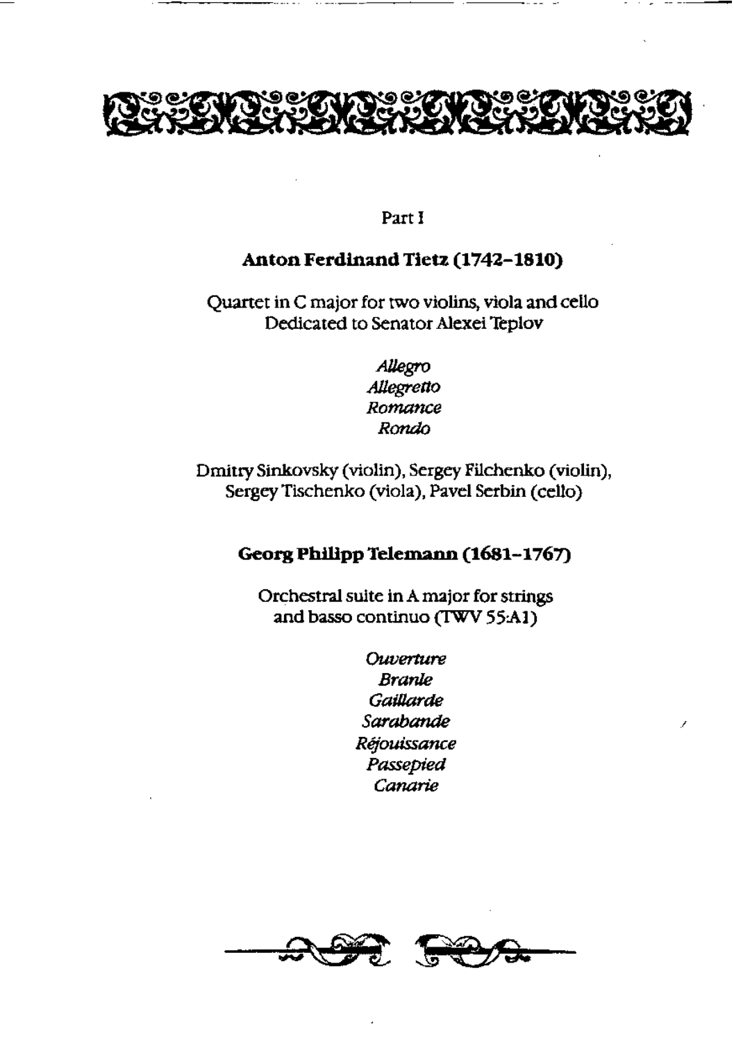Part I

## Anton Ferdinand Tietz (1742–1810)

Quartet in C major for two violins, viola and cello
Dedicated to Senator Alexei Teplov

*Allegro*
*Allegretto*
*Romance*
*Rondo*

Dmitry Sinkovsky (violin), Sergey Filchenko (violin),
Sergey Tischenko (viola), Pavel Serbin (cello)

## Georg Philipp Telemann (1681–1767)

Orchestral suite in A major for strings
and basso continuo (TWV 55:A1)

*Ouverture*
*Branle*
*Gaillarde*
*Sarabande*
*Réjouissance*
*Passepied*
*Canarie*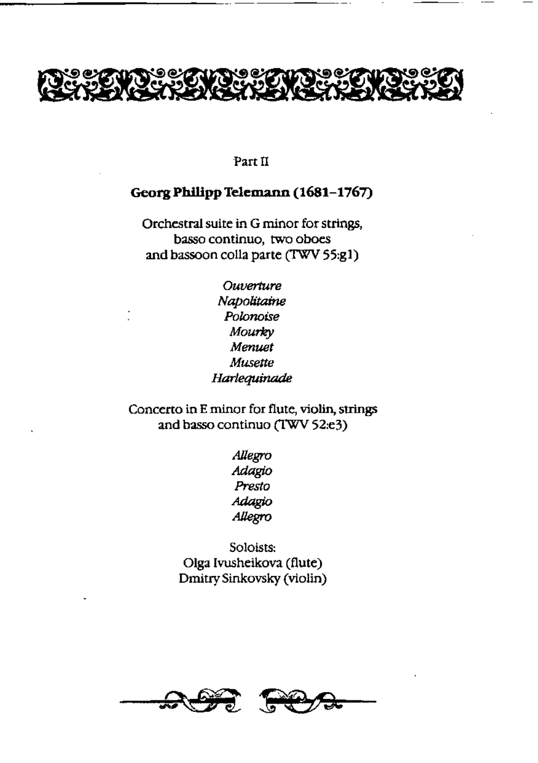Part II

## Georg Philipp Telemann (1681–1767)

Orchestral suite in G minor for strings,
basso continuo, two oboes
and bassoon colla parte (TWV 55:g1)

*Ouverture*
*Napolitaine*
*Polonoise*
*Mourky*
*Menuet*
*Musette*
*Harlequinade*

Concerto in E minor for flute, violin, strings
and basso continuo (TWV 52:e3)

*Allegro*
*Adagio*
*Presto*
*Adagio*
*Allegro*

Soloists:
Olga Ivusheikova (flute)
Dmitry Sinkovsky (violin)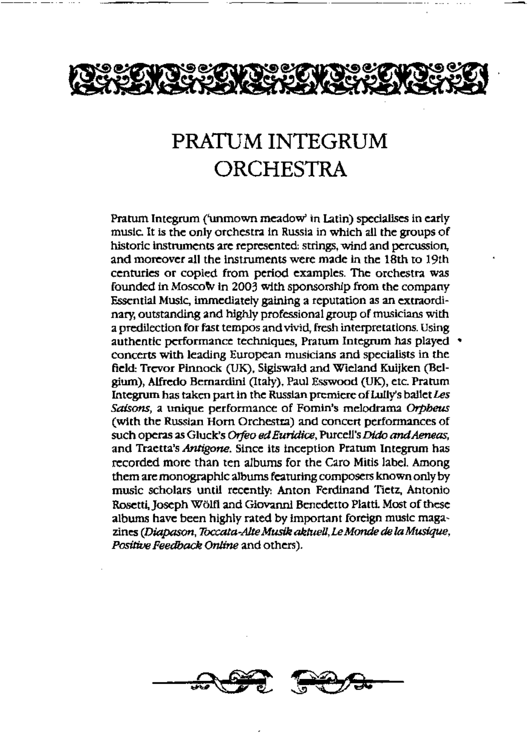# PRATUM INTEGRUM ORCHESTRA

Pratum Integrum ('unmown meadow' in Latin) specialises in early music. It is the only orchestra in Russia in which all the groups of historic instruments are represented: strings, wind and percussion, and moreover all the instruments were made in the 18th to 19th centuries or copied from period examples. The orchestra was founded in Moscow in 2003 with sponsorship from the company Essential Music, immediately gaining a reputation as an extraordinary, outstanding and highly professional group of musicians with a predilection for fast tempos and vivid, fresh interpretations. Using authentic performance techniques, Pratum Integrum has played concerts with leading European musicians and specialists in the field: Trevor Pinnock (UK), Sigiswald and Wieland Kuijken (Belgium), Alfredo Bernardini (Italy), Paul Esswood (UK), etc. Pratum Integrum has taken part in the Russian premiere of Lully's ballet *Les Saisons*, a unique performance of Fomin's melodrama *Orpheus* (with the Russian Horn Orchestra) and concert performances of such operas as Gluck's *Orfeo ed Euridice*, Purcell's *Dido and Aeneas*, and Traetta's *Antigone*. Since its inception Pratum Integrum has recorded more than ten albums for the Caro Mitis label. Among them are monographic albums featuring composers known only by music scholars until recently: Anton Ferdinand Tietz, Antonio Rosetti, Joseph Wölfl and Giovanni Benedetto Platti. Most of these albums have been highly rated by important foreign music magazines (*Diapason*, *Toccata-Alte Musik aktuell*, *Le Monde de la Musique*, *Positive Feedback Online* and others).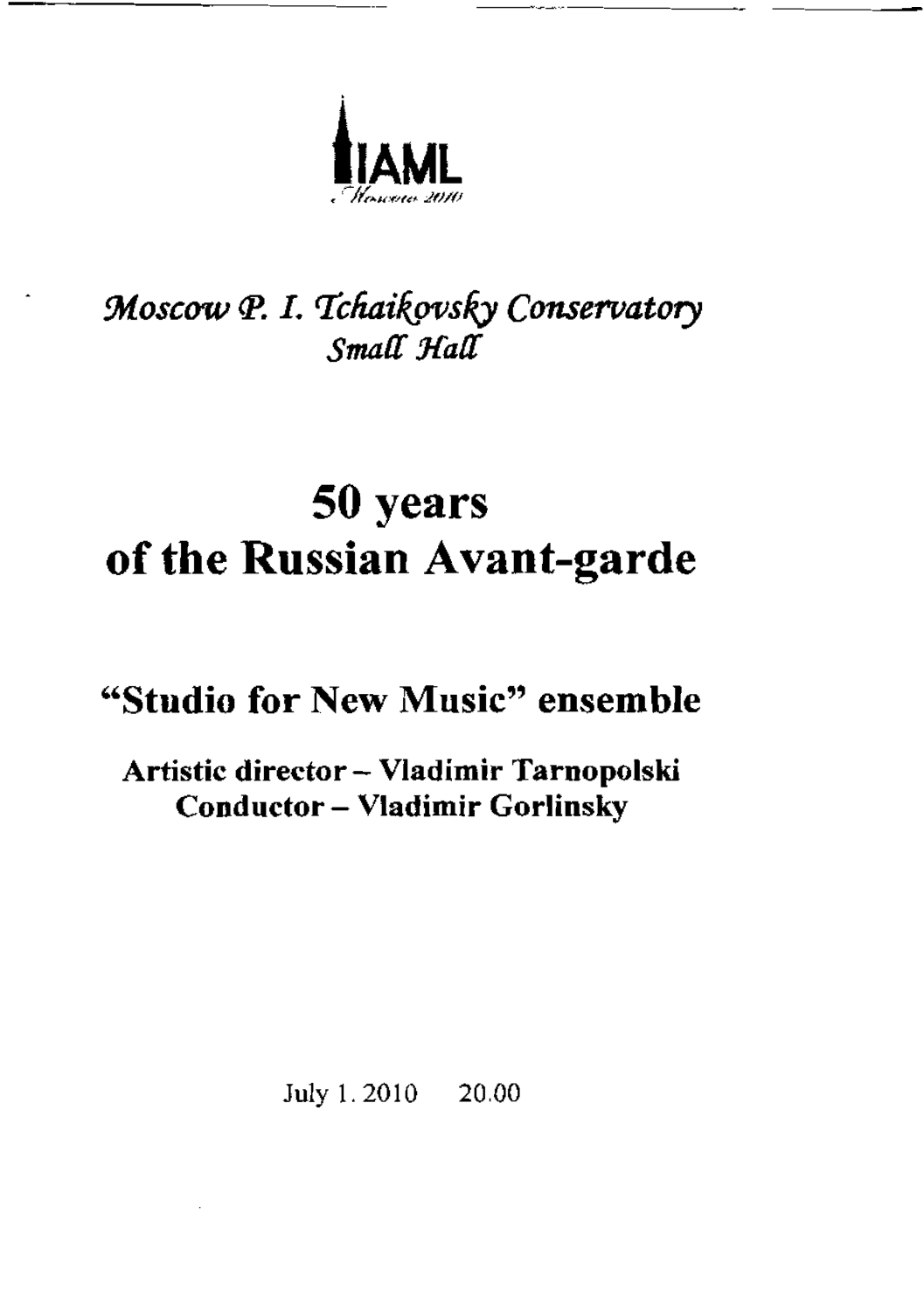IAML

*Москва 2010*

*Moscow P. I. Tchaikovsky Conservatory*
*Small Hall*

# 50 years of the Russian Avant-garde

## "Studio for New Music" ensemble

**Artistic director – Vladimir Tarnopolski**
**Conductor – Vladimir Gorlinsky**

July 1. 2010 20.00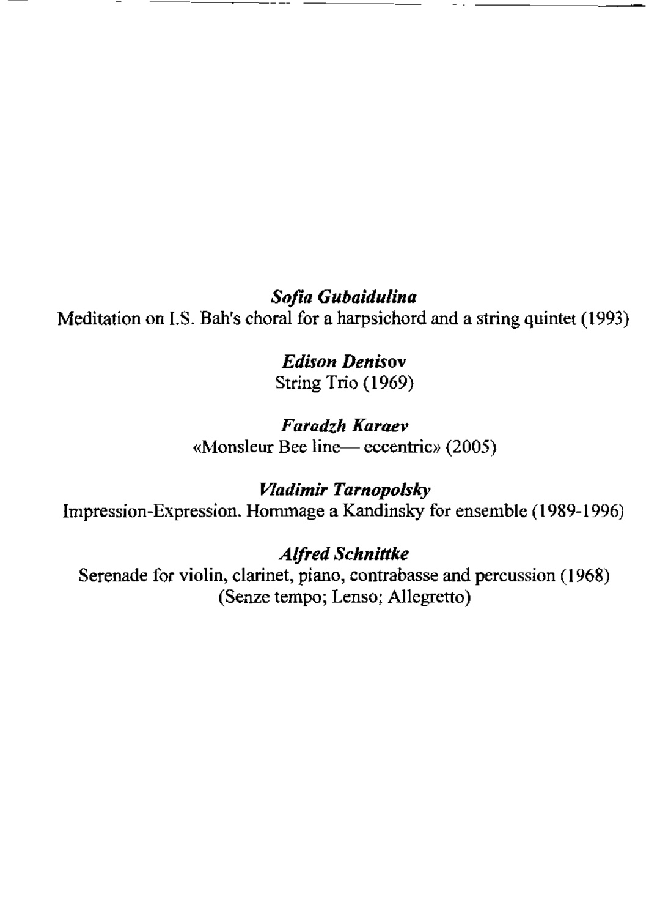***Sofia Gubaidulina***

Meditation on I.S. Bah's choral for a harpsichord and a string quintet (1993)

***Edison Denisov***

String Trio (1969)

***Faradzh Karaev***

«Monsleur Bee line— eccentric» (2005)

***Vladimir Tarnopolsky***

Impression-Expression. Hommage a Kandinsky for ensemble (1989-1996)

***Alfred Schnittke***

Serenade for violin, clarinet, piano, contrabasse and percussion (1968)
(Senze tempo; Lenso; Allegretto)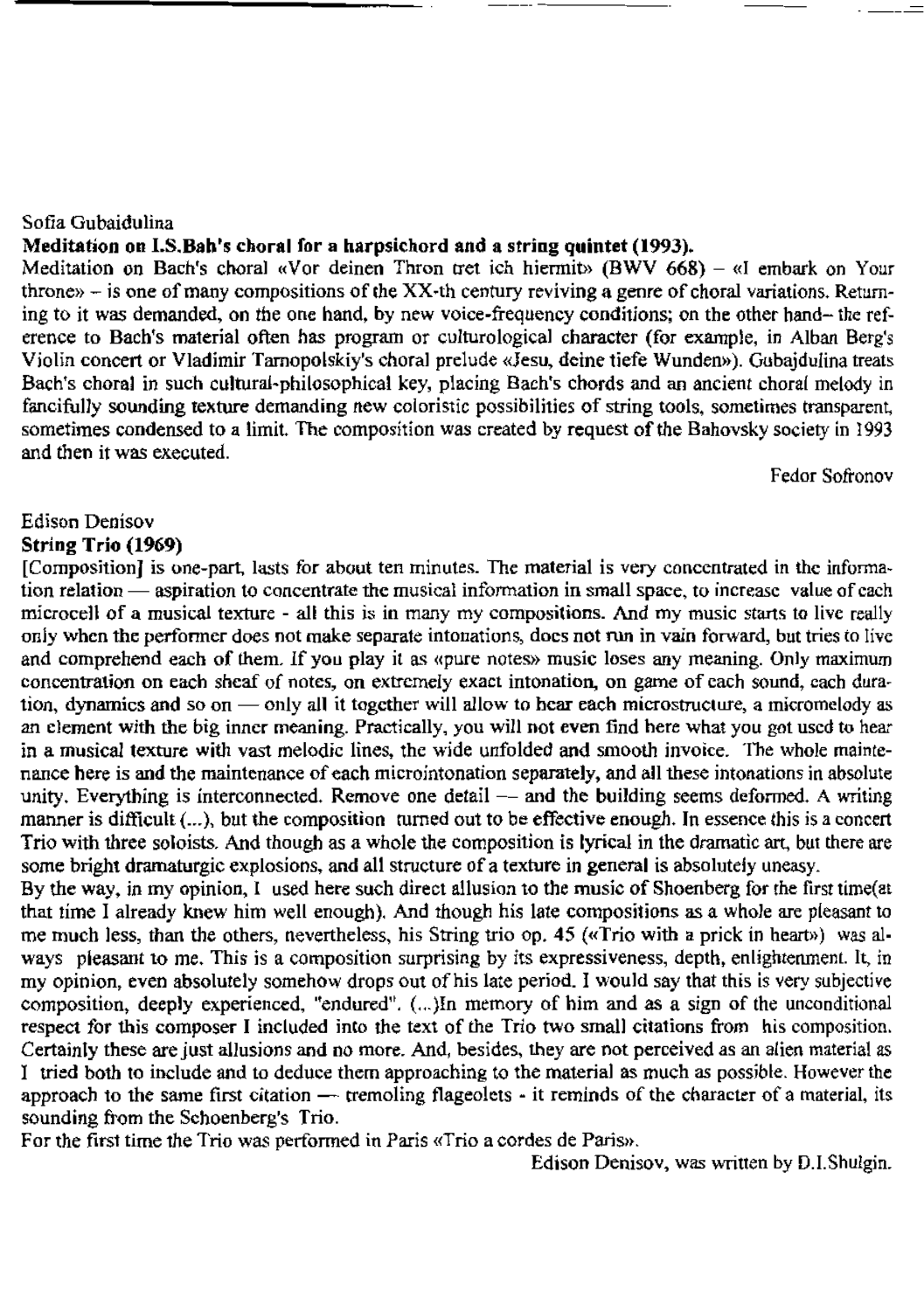Sofia Gubaidulina

**Meditation on I.S.Bah's choral for a harpsichord and a string quintet (1993).**

Meditation on Bach's choral «Vor deinen Thron tret ich hiermit» (BWV 668) – «I embark on Your throne» – is one of many compositions of the XX-th century reviving a genre of choral variations. Returning to it was demanded, on the one hand, by new voice-frequency conditions; on the other hand– the reference to Bach's material often has program or culturological character (for example, in Alban Berg's Violin concert or Vladimir Tarnopolskiy's choral prelude «Jesu, deine tiefe Wunden»). Gubajdulina treats Bach's choral in such cultural-philosophical key, placing Bach's chords and an ancient choral melody in fancifully sounding texture demanding new coloristic possibilities of string tools, sometimes transparent, sometimes condensed to a limit. The composition was created by request of the Bahovsky society in 1993 and then it was executed.

Fedor Sofronov

Edison Denisov

**String Trio (1969)**

[Composition] is one-part, lasts for about ten minutes. The material is very concentrated in the information relation — aspiration to concentrate the musical information in small space, to increase value of each microcell of a musical texture - all this is in many my compositions. And my music starts to live really only when the performer does not make separate intonations, does not run in vain forward, but tries to live and comprehend each of them. If you play it as «pure notes» music loses any meaning. Only maximum concentration on each sheaf of notes, on extremely exact intonation, on game of each sound, each duration, dynamics and so on — only all it together will allow to hear each microstructure, a micromelody as an element with the big inner meaning. Practically, you will not even find here what you got used to hear in a musical texture with vast melodic lines, the wide unfolded and smooth invoice. The whole maintenance here is and the maintenance of each microintonation separately, and all these intonations in absolute unity. Everything is interconnected. Remove one detail — and the building seems deformed. A writing manner is difficult (...), but the composition turned out to be effective enough. In essence this is a concert Trio with three soloists. And though as a whole the composition is lyrical in the dramatic art, but there are some bright dramaturgic explosions, and all structure of a texture in general is absolutely uneasy.

By the way, in my opinion, I used here such direct allusion to the music of Shoenberg for the first time(at that time I already knew him well enough). And though his late compositions as a whole are pleasant to me much less, than the others, nevertheless, his String trio op. 45 («Trio with a prick in heart») was always pleasant to me. This is a composition surprising by its expressiveness, depth, enlightenment. It, in my opinion, even absolutely somehow drops out of his late period. I would say that this is very subjective composition, deeply experienced, "endured". (...)In memory of him and as a sign of the unconditional respect for this composer I included into the text of the Trio two small citations from his composition. Certainly these are just allusions and no more. And, besides, they are not perceived as an alien material as I tried both to include and to deduce them approaching to the material as much as possible. However the approach to the same first citation — tremoling flageolets - it reminds of the character of a material, its sounding from the Schoenberg's Trio.

For the first time the Trio was performed in Paris «Trio a cordes de Paris».

Edison Denisov, was written by D.I.Shulgin.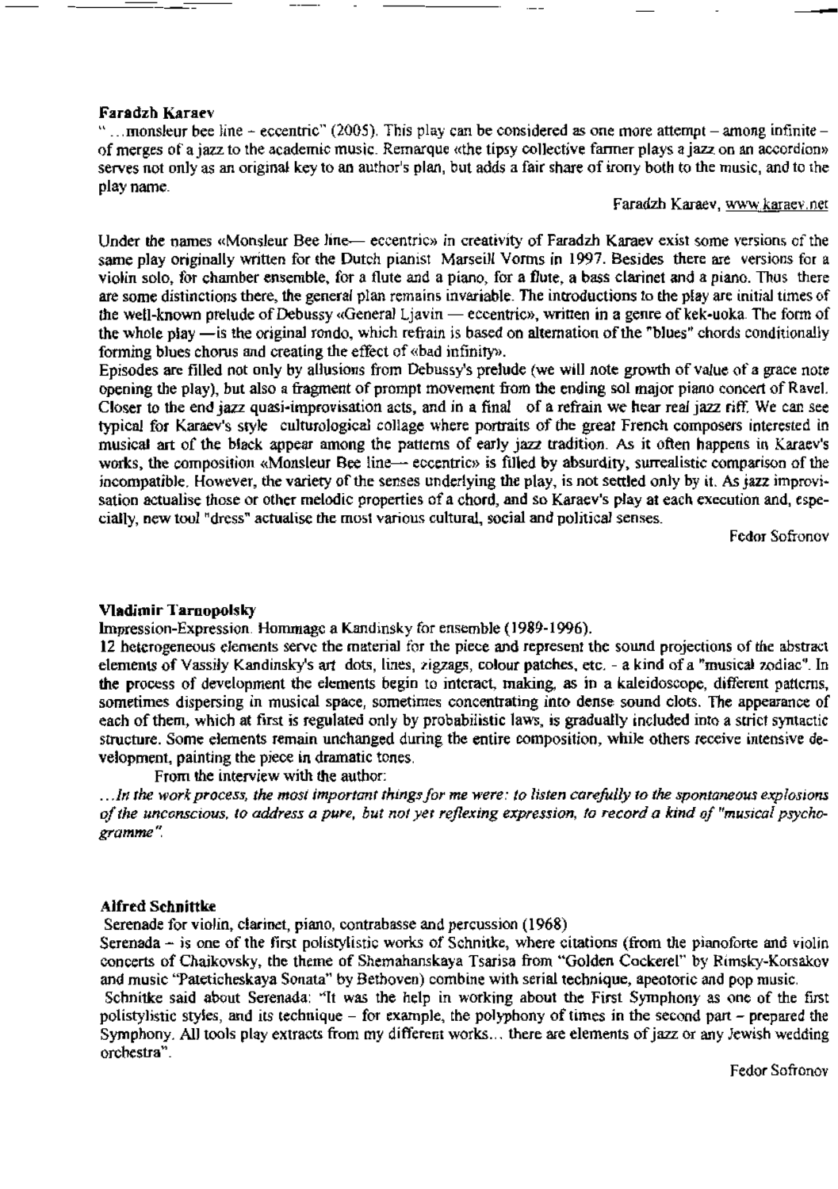**Faradzh Karaev**

"...monsieur bee line – eccentric" (2005). This play can be considered as one more attempt – among infinite – of merges of a jazz to the academic music. Remarque «the tipsy collective farmer plays a jazz on an accordion» serves not only as an original key to an author's plan, but adds a fair share of irony both to the music, and to the play name.

Faradzh Karaev, www.karaev.net

Under the names «Monsieur Bee line— eccentric» in creativity of Faradzh Karaev exist some versions of the same play originally written for the Dutch pianist Marseill Vorms in 1997. Besides there are versions for a violin solo, for chamber ensemble, for a flute and a piano, for a flute, a bass clarinet and a piano. Thus there are some distinctions there, the general plan remains invariable. The introductions to the play are initial times of the well-known prelude of Debussy «General Ljavin — eccentric», written in a genre of kek-uoka. The form of the whole play —is the original rondo, which refrain is based on alternation of the "blues" chords conditionally forming blues chorus and creating the effect of «bad infinity».

Episodes are filled not only by allusions from Debussy's prelude (we will note growth of value of a grace note opening the play), but also a fragment of prompt movement from the ending sol major piano concert of Ravel. Closer to the end jazz quasi-improvisation acts, and in a final of a refrain we hear real jazz riff. We can see typical for Karaev's style culturological collage where portraits of the great French composers interested in musical art of the black appear among the patterns of early jazz tradition. As it often happens in Karaev's works, the composition «Monsieur Bee line— eccentric» is filled by absurdity, surrealistic comparison of the incompatible. However, the variety of the senses underlying the play, is not settled only by it. As jazz improvisation actualise those or other melodic properties of a chord, and so Karaev's play at each execution and, especially, new tool "dress" actualise the most various cultural, social and political senses.

Fedor Sofronov

**Vladimir Tarnopolsky**

Impression-Expression. Hommage a Kandinsky for ensemble (1989-1996).

12 heterogeneous elements serve the material for the piece and represent the sound projections of the abstract elements of Vassily Kandinsky's art dots, lines, zigzags, colour patches, etc. - a kind of a "musical zodiac". In the process of development the elements begin to interact, making, as in a kaleidoscope, different patterns, sometimes dispersing in musical space, sometimes concentrating into dense sound clots. The appearance of each of them, which at first is regulated only by probabilistic laws, is gradually included into a strict syntactic structure. Some elements remain unchanged during the entire composition, while others receive intensive development, painting the piece in dramatic tones.

From the interview with the author:

*...In the work process, the most important things for me were: to listen carefully to the spontaneous explosions of the unconscious, to address a pure, but not yet reflexing expression, to record a kind of "musical psychogramme".*

**Alfred Schnittke**

Serenade for violin, clarinet, piano, contrabasse and percussion (1968)

Serenada – is one of the first polistylistic works of Schnitke, where citations (from the pianoforte and violin concerts of Chaikovsky, the theme of Shemahanskaya Tsarisa from "Golden Cockerel" by Rimsky-Korsakov and music "Pateticheskaya Sonata" by Bethoven) combine with serial technique, apeotoric and pop music.

Schnitke said about Serenada: "It was the help in working about the First Symphony as one of the first polistylistic styles, and its technique – for example, the polyphony of times in the second part – prepared the Symphony. All tools play extracts from my different works... there are elements of jazz or any Jewish wedding orchestra".

Fedor Sofronov